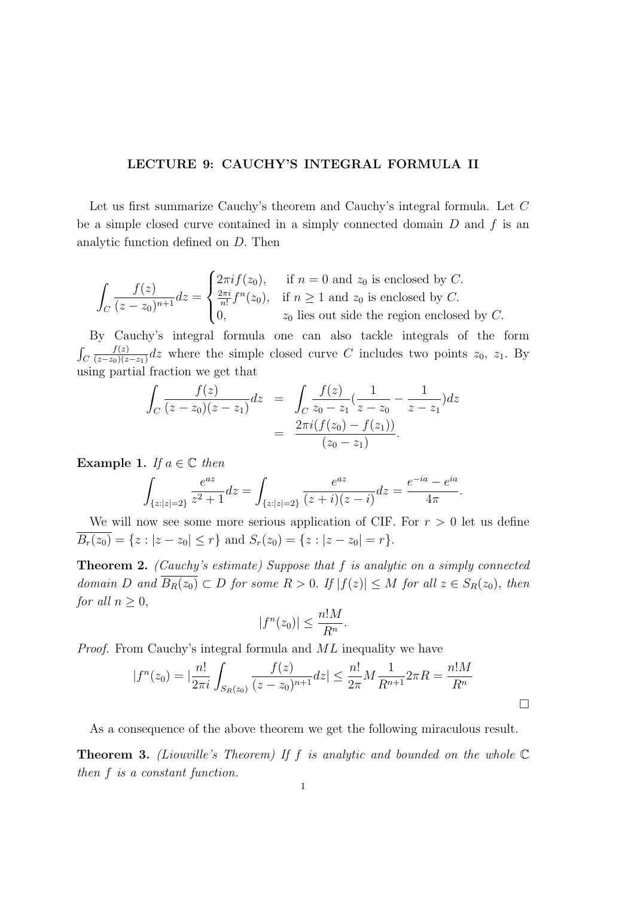# LECTURE 9: CAUCHY'S INTEGRAL FORMULA II

Let us first summarize Cauchy's theorem and Cauchy's integral formula. Let $C$ be a simple closed curve contained in a simply connected domain $D$ and $f$ is an analytic function defined on $D$. Then

$$\int_C \frac{f(z)}{(z-z_0)^{n+1}}dz = \begin{cases} 2\pi i f(z_0), & \text{if } n = 0 \text{ and } z_0 \text{ is enclosed by } C. \\ \frac{2\pi i}{n!} f^n(z_0), & \text{if } n \geq 1 \text{ and } z_0 \text{ is enclosed by } C. \\ 0, & z_0 \text{ lies out side the region enclosed by } C. \end{cases}$$

By Cauchy's integral formula one can also tackle integrals of the form $\int_C \frac{f(z)}{(z-z_0)(z-z_1)}dz$ where the simple closed curve $C$ includes two points $z_0$, $z_1$. By using partial fraction we get that

$$\begin{aligned} \int_C \frac{f(z)}{(z-z_0)(z-z_1)}dz &= \int_C \frac{f(z)}{z_0 - z_1}\left(\frac{1}{z-z_0} - \frac{1}{z-z_1}\right)dz \\ &= \frac{2\pi i(f(z_0) - f(z_1))}{(z_0 - z_1)}. \end{aligned}$$

**Example 1.** *If $a \in \mathbb{C}$ then*

$$\int_{\{z:|z|=2\}} \frac{e^{az}}{z^2+1}dz = \int_{\{z:|z|=2\}} \frac{e^{az}}{(z+i)(z-i)}dz = \frac{e^{-ia} - e^{ia}}{4\pi}.$$

We will now see some more serious application of CIF. For $r > 0$ let us define $\overline{B_r(z_0)} = \{z : |z - z_0| \leq r\}$ and $S_r(z_0) = \{z : |z - z_0| = r\}$.

**Theorem 2.** *(Cauchy's estimate) Suppose that $f$ is analytic on a simply connected domain $D$ and $\overline{B_R(z_0)} \subset D$ for some $R > 0$. If $|f(z)| \leq M$ for all $z \in S_R(z_0)$, then for all $n \geq 0$,*

$$|f^n(z_0)| \leq \frac{n!M}{R^n}.$$

*Proof.* From Cauchy's integral formula and $ML$ inequality we have

$$|f^n(z_0) = |\frac{n!}{2\pi i} \int_{S_R(z_0)} \frac{f(z)}{(z-z_0)^{n+1}}dz| \leq \frac{n!}{2\pi} M \frac{1}{R^{n+1}} 2\pi R = \frac{n!M}{R^n}$$

□

As a consequence of the above theorem we get the following miraculous result.

**Theorem 3.** *(Liouville's Theorem) If $f$ is analytic and bounded on the whole $\mathbb{C}$ then $f$ is a constant function.*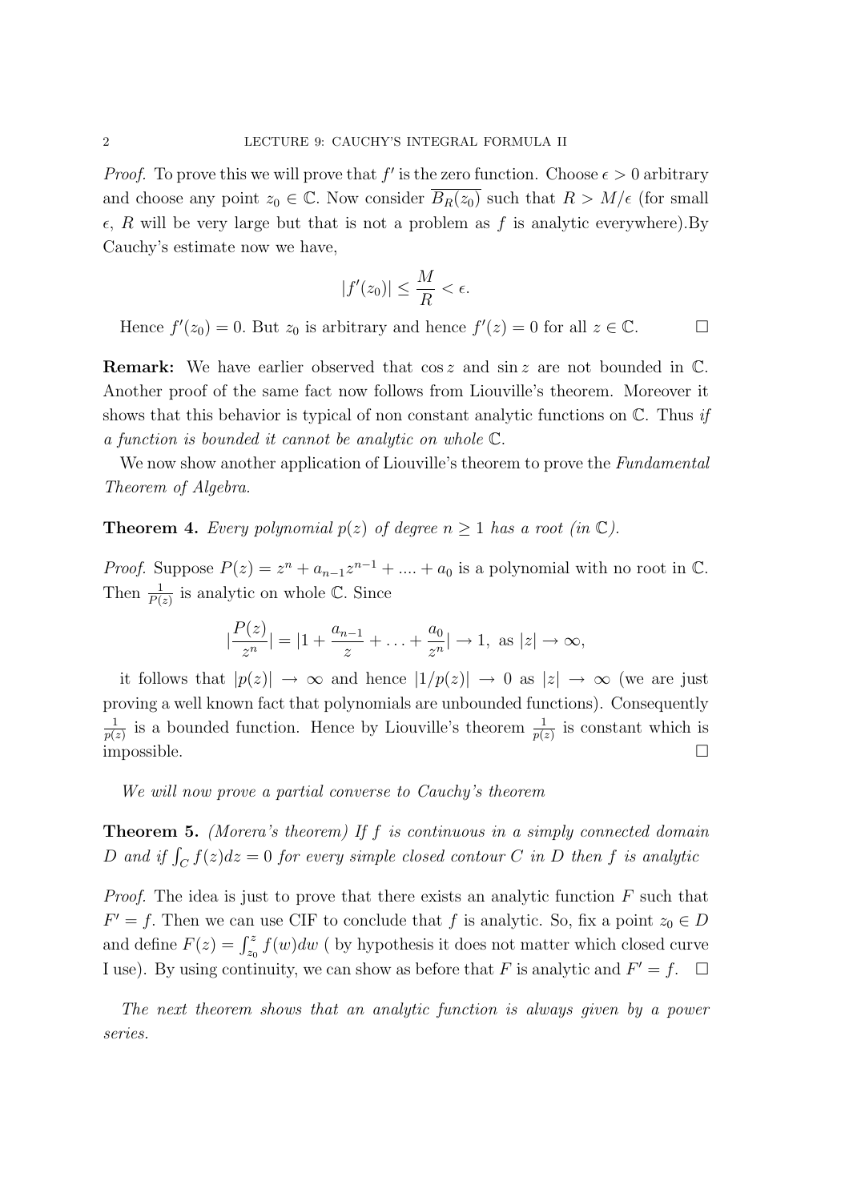*Proof.* To prove this we will prove that $f'$ is the zero function. Choose $\epsilon > 0$ arbitrary and choose any point $z_0 \in \mathbb{C}$. Now consider $\overline{B_R(z_0)}$ such that $R > M/\epsilon$ (for small $\epsilon$, $R$ will be very large but that is not a problem as $f$ is analytic everywhere).By Cauchy's estimate now we have,

$$|f'(z_0)| \leq \frac{M}{R} < \epsilon.$$

Hence $f'(z_0) = 0$. But $z_0$ is arbitrary and hence $f'(z) = 0$ for all $z \in \mathbb{C}$. □

**Remark:** We have earlier observed that $\cos z$ and $\sin z$ are not bounded in $\mathbb{C}$. Another proof of the same fact now follows from Liouville's theorem. Moreover it shows that this behavior is typical of non constant analytic functions on $\mathbb{C}$. Thus *if a function is bounded it cannot be analytic on whole* $\mathbb{C}$.

We now show another application of Liouville's theorem to prove the *Fundamental Theorem of Algebra.*

**Theorem 4.** *Every polynomial $p(z)$ of degree $n \geq 1$ has a root (in $\mathbb{C}$).*

*Proof.* Suppose $P(z) = z^n + a_{n-1}z^{n-1} + .... + a_0$ is a polynomial with no root in $\mathbb{C}$. Then $\frac{1}{P(z)}$ is analytic on whole $\mathbb{C}$. Since

$$|\frac{P(z)}{z^n}| = |1 + \frac{a_{n-1}}{z} + \ldots + \frac{a_0}{z^n}| \to 1, \text{ as } |z| \to \infty,$$

it follows that $|p(z)| \to \infty$ and hence $|1/p(z)| \to 0$ as $|z| \to \infty$ (we are just proving a well known fact that polynomials are unbounded functions). Consequently $\frac{1}{p(z)}$ is a bounded function. Hence by Liouville's theorem $\frac{1}{p(z)}$ is constant which is impossible. □

*We will now prove a partial converse to Cauchy's theorem*

**Theorem 5.** *(Morera's theorem) If $f$ is continuous in a simply connected domain $D$ and if $\int_C f(z)dz = 0$ for every simple closed contour $C$ in $D$ then $f$ is analytic*

*Proof.* The idea is just to prove that there exists an analytic function $F$ such that $F' = f$. Then we can use CIF to conclude that $f$ is analytic. So, fix a point $z_0 \in D$ and define $F(z) = \int_{z_0}^{z} f(w)dw$ ( by hypothesis it does not matter which closed curve I use). By using continuity, we can show as before that $F$ is analytic and $F' = f$. □

*The next theorem shows that an analytic function is always given by a power series.*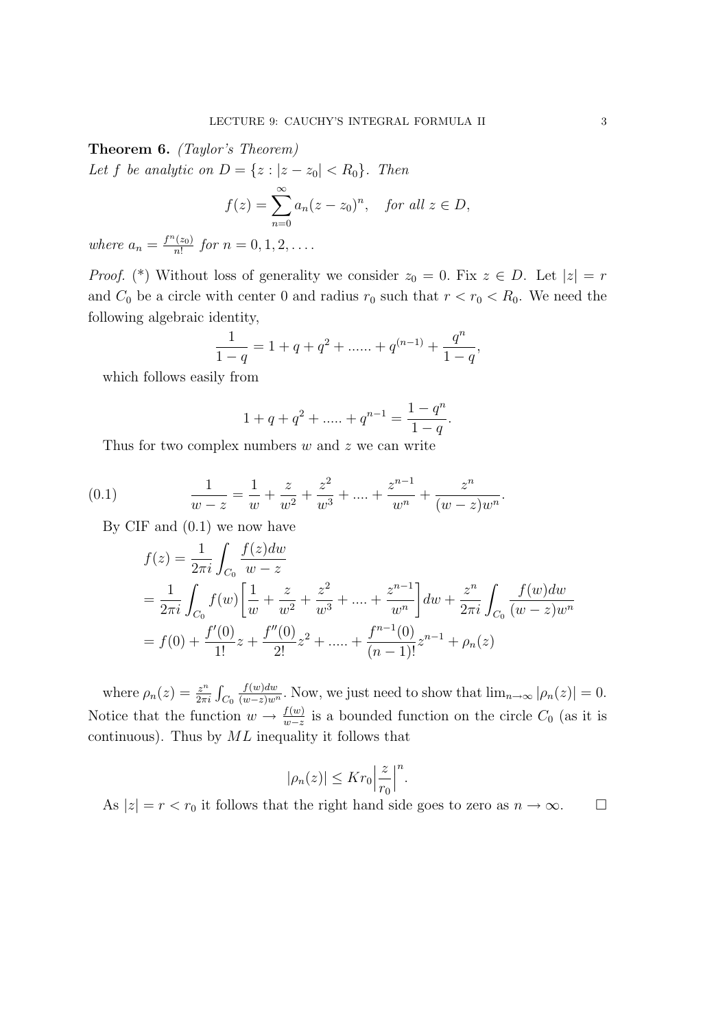**Theorem 6.** *(Taylor's Theorem)*
*Let $f$ be analytic on $D = \{z : |z - z_0| < R_0\}$. Then*

$$f(z) = \sum_{n=0}^{\infty} a_n (z - z_0)^n, \quad \text{for all } z \in D,$$

*where $a_n = \frac{f^n(z_0)}{n!}$ for $n = 0, 1, 2, \ldots$.*

*Proof.* (*) Without loss of generality we consider $z_0 = 0$. Fix $z \in D$. Let $|z| = r$ and $C_0$ be a circle with center 0 and radius $r_0$ such that $r < r_0 < R_0$. We need the following algebraic identity,

$$\frac{1}{1-q} = 1 + q + q^2 + \ldots\ldots + q^{(n-1)} + \frac{q^n}{1-q},$$

which follows easily from

$$1 + q + q^2 + \ldots\ldots + q^{n-1} = \frac{1 - q^n}{1 - q}.$$

Thus for two complex numbers $w$ and $z$ we can write

$$\frac{1}{w - z} = \frac{1}{w} + \frac{z}{w^2} + \frac{z^2}{w^3} + \ldots. + \frac{z^{n-1}}{w^n} + \frac{z^n}{(w - z)w^n}. \tag{0.1}$$

By CIF and (0.1) we now have

$$\begin{aligned}
f(z) &= \frac{1}{2\pi i} \int_{C_0} \frac{f(z)dw}{w - z} \\
&= \frac{1}{2\pi i} \int_{C_0} f(w) \left[ \frac{1}{w} + \frac{z}{w^2} + \frac{z^2}{w^3} + \ldots. + \frac{z^{n-1}}{w^n} \right] dw + \frac{z^n}{2\pi i} \int_{C_0} \frac{f(w)dw}{(w - z)w^n} \\
&= f(0) + \frac{f'(0)}{1!} z + \frac{f''(0)}{2!} z^2 + \ldots\ldots + \frac{f^{n-1}(0)}{(n-1)!} z^{n-1} + \rho_n(z)
\end{aligned}$$

where $\rho_n(z) = \frac{z^n}{2\pi i} \int_{C_0} \frac{f(w)dw}{(w-z)w^n}$. Now, we just need to show that $\lim_{n\to\infty} |\rho_n(z)| = 0$. Notice that the function $w \to \frac{f(w)}{w-z}$ is a bounded function on the circle $C_0$ (as it is continuous). Thus by $ML$ inequality it follows that

$$|\rho_n(z)| \leq K r_0 \left| \frac{z}{r_0} \right|^n.$$

As $|z| = r < r_0$ it follows that the right hand side goes to zero as $n \to \infty$. $\square$